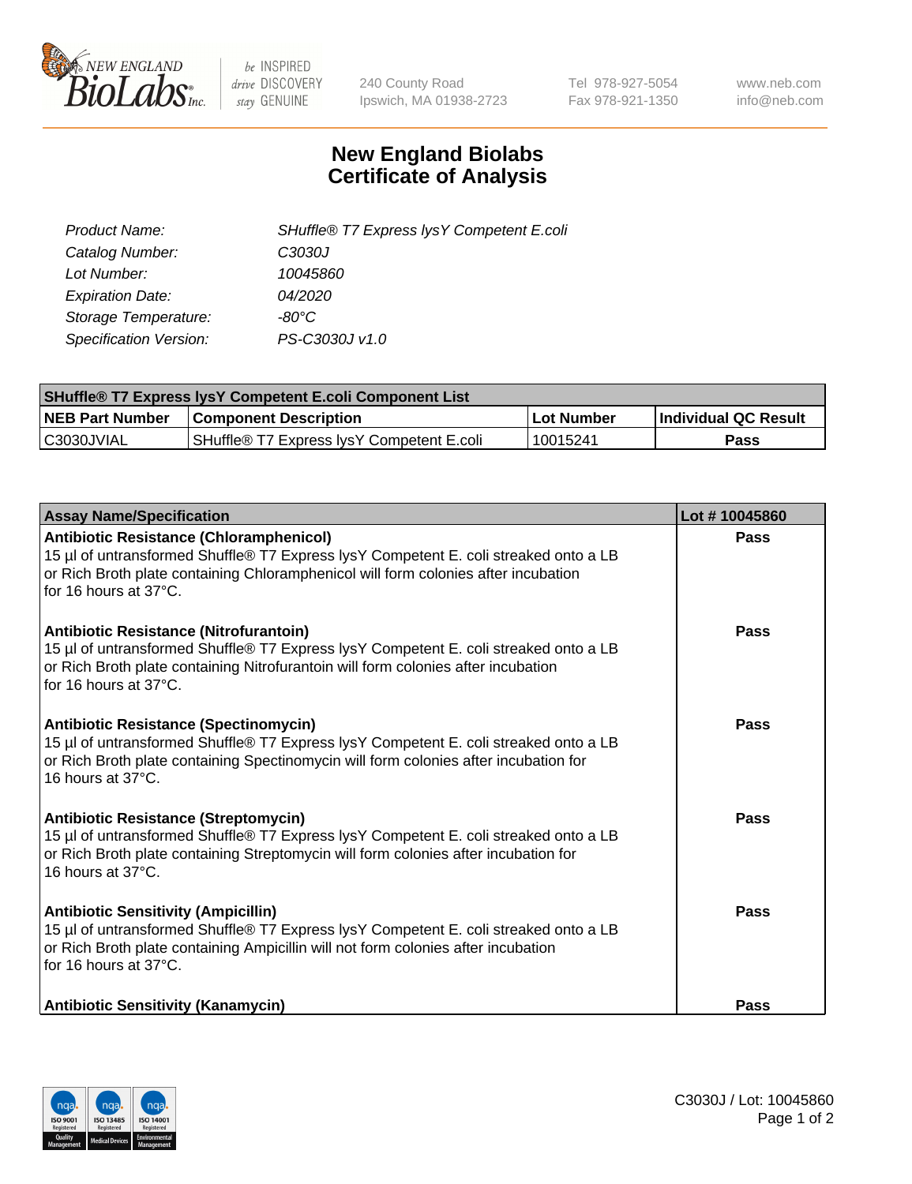240 County Road
Ipswich, MA 01938-2723

Tel 978-927-5054
Fax 978-921-1350

www.neb.com
info@neb.com

# New England Biolabs
# Certificate of Analysis

| | |
|---|---|
| *Product Name:* | *SHuffle® T7 Express lysY Competent E.coli* |
| *Catalog Number:* | *C3030J* |
| *Lot Number:* | *10045860* |
| *Expiration Date:* | *04/2020* |
| *Storage Temperature:* | *-80°C* |
| *Specification Version:* | *PS-C3030J v1.0* |

| **SHuffle® T7 Express lysY Competent E.coli Component List** | | | |
|---|---|---|---|
| **NEB Part Number** | **Component Description** | **Lot Number** | **Individual QC Result** |
| C3030JVIAL | SHuffle® T7 Express lysY Competent E.coli | 10015241 | **Pass** |

| **Assay Name/Specification** | **Lot # 10045860** |
|---|---|
| **Antibiotic Resistance (Chloramphenicol)**<br>15 µl of untransformed Shuffle® T7 Express lysY Competent E. coli streaked onto a LB or Rich Broth plate containing Chloramphenicol will form colonies after incubation for 16 hours at 37°C. | **Pass** |
| **Antibiotic Resistance (Nitrofurantoin)**<br>15 µl of untransformed Shuffle® T7 Express lysY Competent E. coli streaked onto a LB or Rich Broth plate containing Nitrofurantoin will form colonies after incubation for 16 hours at 37°C. | **Pass** |
| **Antibiotic Resistance (Spectinomycin)**<br>15 µl of untransformed Shuffle® T7 Express lysY Competent E. coli streaked onto a LB or Rich Broth plate containing Spectinomycin will form colonies after incubation for 16 hours at 37°C. | **Pass** |
| **Antibiotic Resistance (Streptomycin)**<br>15 µl of untransformed Shuffle® T7 Express lysY Competent E. coli streaked onto a LB or Rich Broth plate containing Streptomycin will form colonies after incubation for 16 hours at 37°C. | **Pass** |
| **Antibiotic Sensitivity (Ampicillin)**<br>15 µl of untransformed Shuffle® T7 Express lysY Competent E. coli streaked onto a LB or Rich Broth plate containing Ampicillin will not form colonies after incubation for 16 hours at 37°C. | **Pass** |
| **Antibiotic Sensitivity (Kanamycin)** | **Pass** |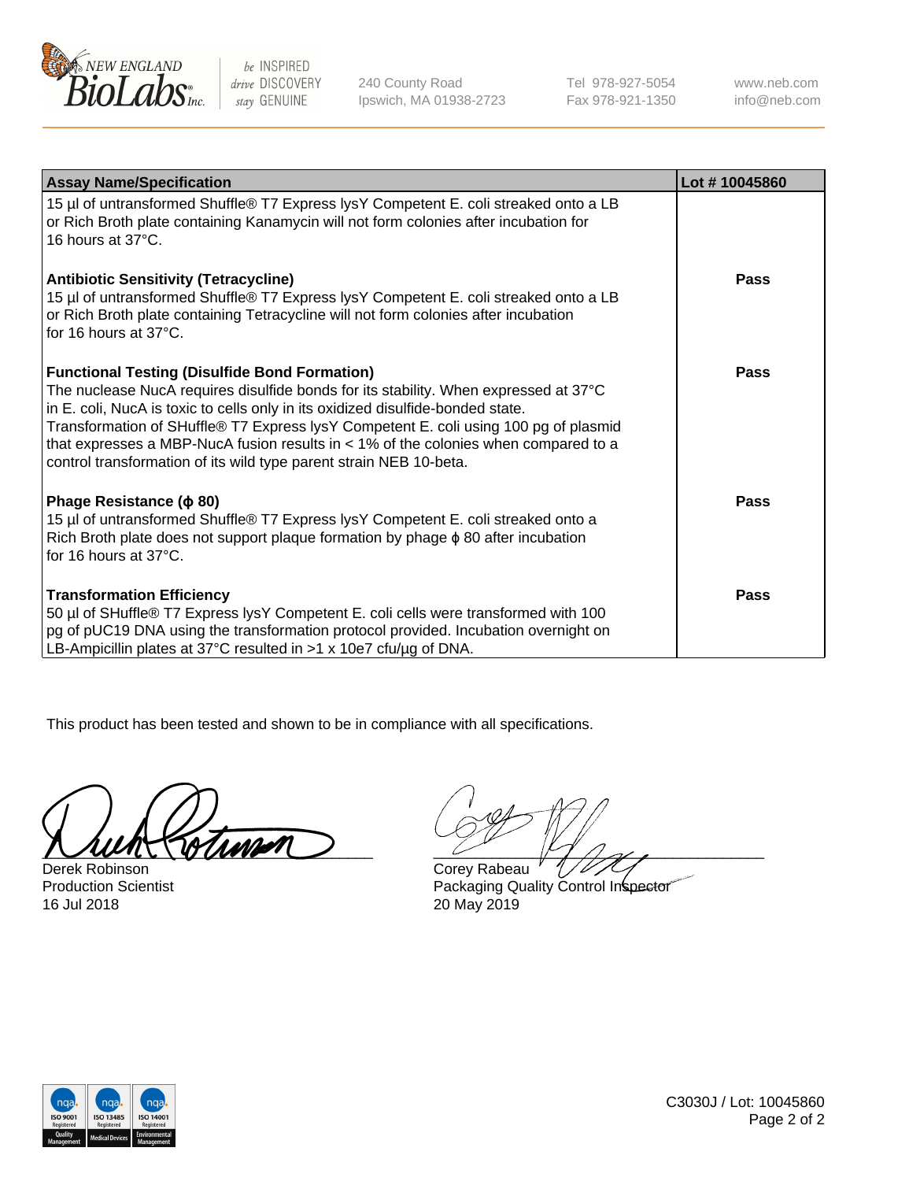| Assay Name/Specification | Lot # 10045860 |
|---|---|
| 15 µl of untransformed Shuffle® T7 Express lysY Competent E. coli streaked onto a LB or Rich Broth plate containing Kanamycin will not form colonies after incubation for 16 hours at 37°C. | |
| **Antibiotic Sensitivity (Tetracycline)**<br>15 µl of untransformed Shuffle® T7 Express lysY Competent E. coli streaked onto a LB or Rich Broth plate containing Tetracycline will not form colonies after incubation for 16 hours at 37°C. | Pass |
| **Functional Testing (Disulfide Bond Formation)**<br>The nuclease NucA requires disulfide bonds for its stability. When expressed at 37°C in E. coli, NucA is toxic to cells only in its oxidized disulfide-bonded state. Transformation of SHuffle® T7 Express lysY Competent E. coli using 100 pg of plasmid that expresses a MBP-NucA fusion results in < 1% of the colonies when compared to a control transformation of its wild type parent strain NEB 10-beta. | Pass |
| **Phage Resistance (ϕ 80)**<br>15 µl of untransformed Shuffle® T7 Express lysY Competent E. coli streaked onto a Rich Broth plate does not support plaque formation by phage ϕ 80 after incubation for 16 hours at 37°C. | Pass |
| **Transformation Efficiency**<br>50 µl of SHuffle® T7 Express lysY Competent E. coli cells were transformed with 100 pg of pUC19 DNA using the transformation protocol provided. Incubation overnight on LB-Ampicillin plates at 37°C resulted in >1 x 10e7 cfu/µg of DNA. | Pass |

This product has been tested and shown to be in compliance with all specifications.

Derek Robinson
Production Scientist
16 Jul 2018

Corey Rabeau
Packaging Quality Control Inspector
20 May 2019

C3030J / Lot: 10045860